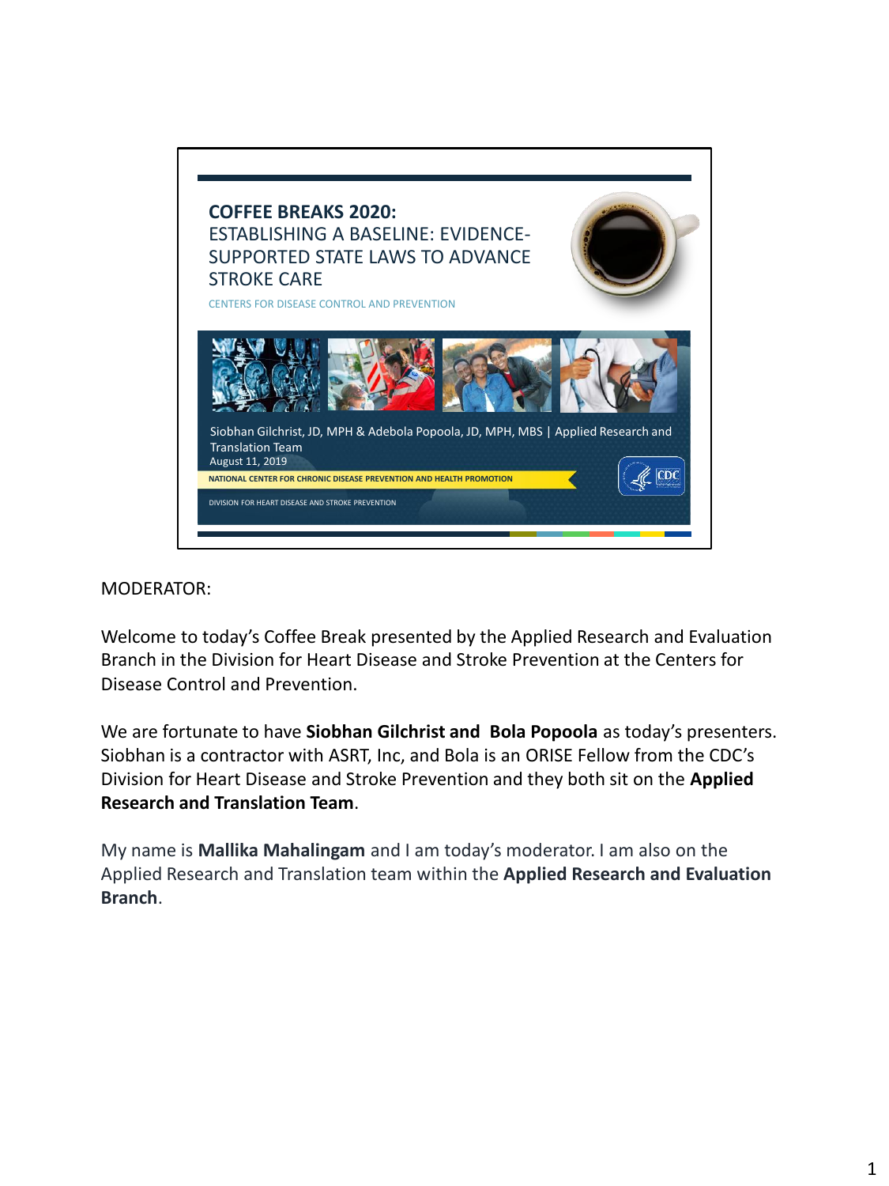# COFFEE BREAKS 2020:

## ESTABLISHING A BASELINE: EVIDENCE-SUPPORTED STATE LAWS TO ADVANCE STROKE CARE

CENTERS FOR DISEASE CONTROL AND PREVENTION

Siobhan Gilchrist, JD, MPH & Adebola Popoola, JD, MPH, MBS | Applied Research and Translation Team
August 11, 2019

NATIONAL CENTER FOR CHRONIC DISEASE PREVENTION AND HEALTH PROMOTION

DIVISION FOR HEART DISEASE AND STROKE PREVENTION

MODERATOR:

Welcome to today's Coffee Break presented by the Applied Research and Evaluation Branch in the Division for Heart Disease and Stroke Prevention at the Centers for Disease Control and Prevention.

We are fortunate to have **Siobhan Gilchrist and Bola Popoola** as today's presenters. Siobhan is a contractor with ASRT, Inc, and Bola is an ORISE Fellow from the CDC's Division for Heart Disease and Stroke Prevention and they both sit on the **Applied Research and Translation Team**.

My name is **Mallika Mahalingam** and I am today's moderator. I am also on the Applied Research and Translation team within the **Applied Research and Evaluation Branch**.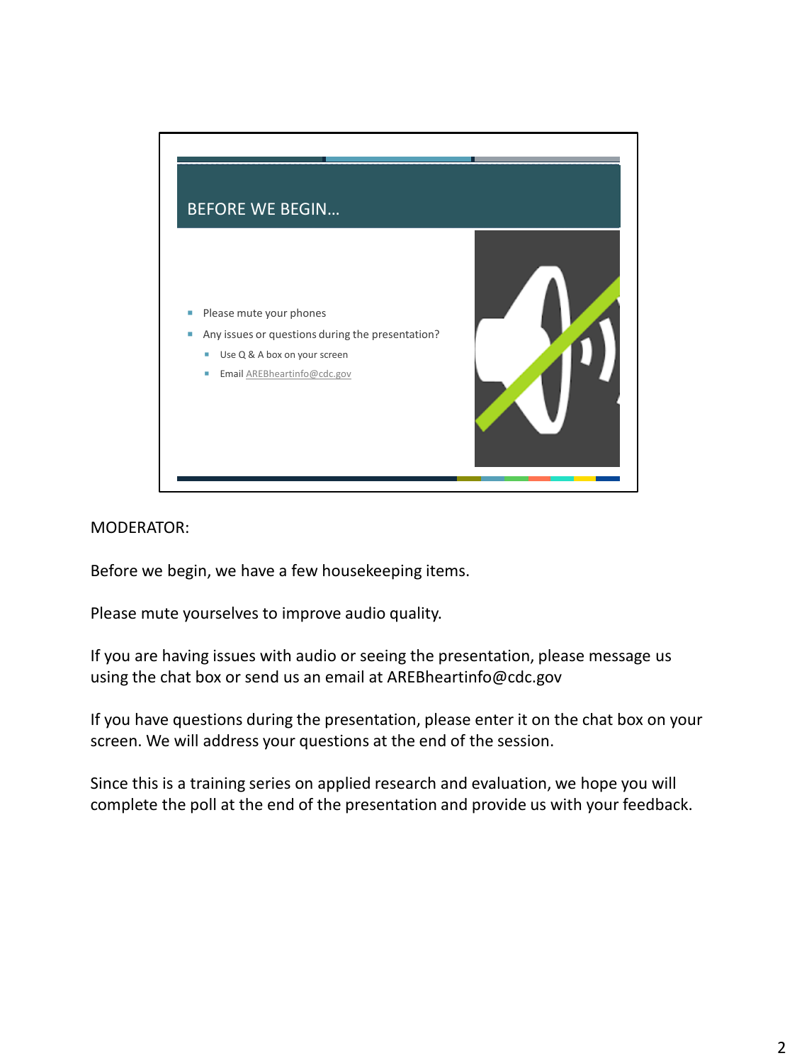## BEFORE WE BEGIN…

- Please mute your phones
- Any issues or questions during the presentation?
  - Use Q & A box on your screen
  - Email AREBheartinfo@cdc.gov

MODERATOR:

Before we begin, we have a few housekeeping items.

Please mute yourselves to improve audio quality.

If you are having issues with audio or seeing the presentation, please message us using the chat box or send us an email at AREBheartinfo@cdc.gov

If you have questions during the presentation, please enter it on the chat box on your screen. We will address your questions at the end of the session.

Since this is a training series on applied research and evaluation, we hope you will complete the poll at the end of the presentation and provide us with your feedback.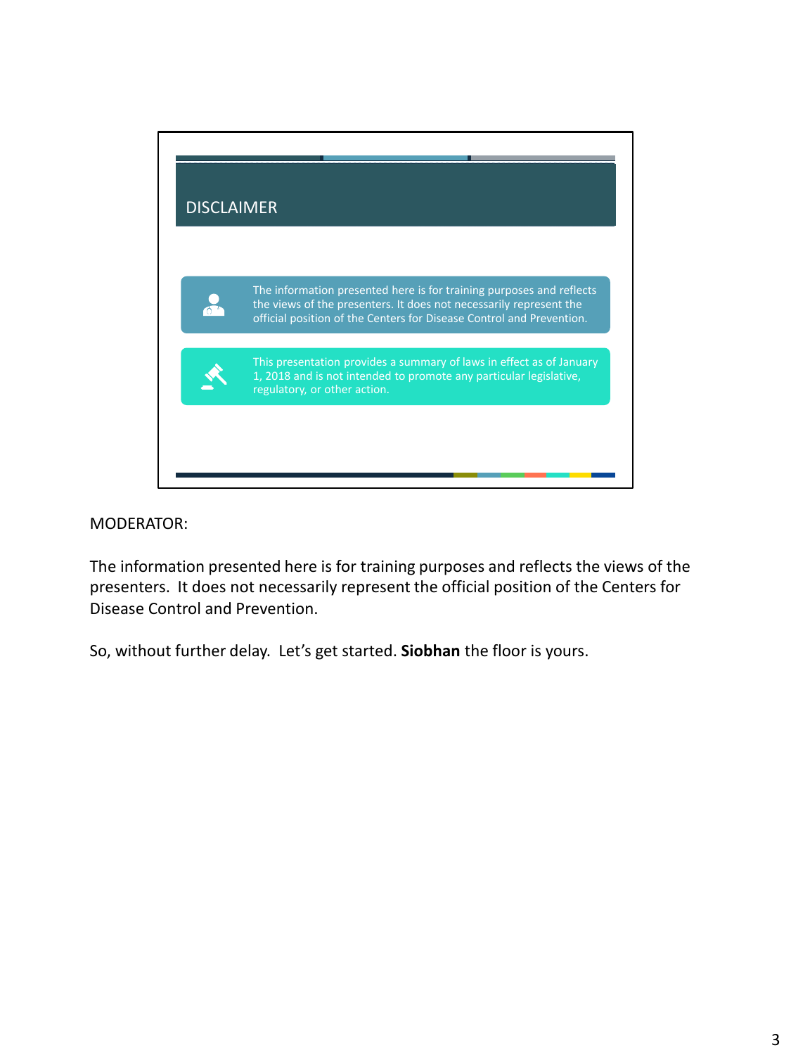## DISCLAIMER

The information presented here is for training purposes and reflects the views of the presenters. It does not necessarily represent the official position of the Centers for Disease Control and Prevention.

This presentation provides a summary of laws in effect as of January 1, 2018 and is not intended to promote any particular legislative, regulatory, or other action.

MODERATOR:

The information presented here is for training purposes and reflects the views of the presenters. It does not necessarily represent the official position of the Centers for Disease Control and Prevention.

So, without further delay. Let's get started. **Siobhan** the floor is yours.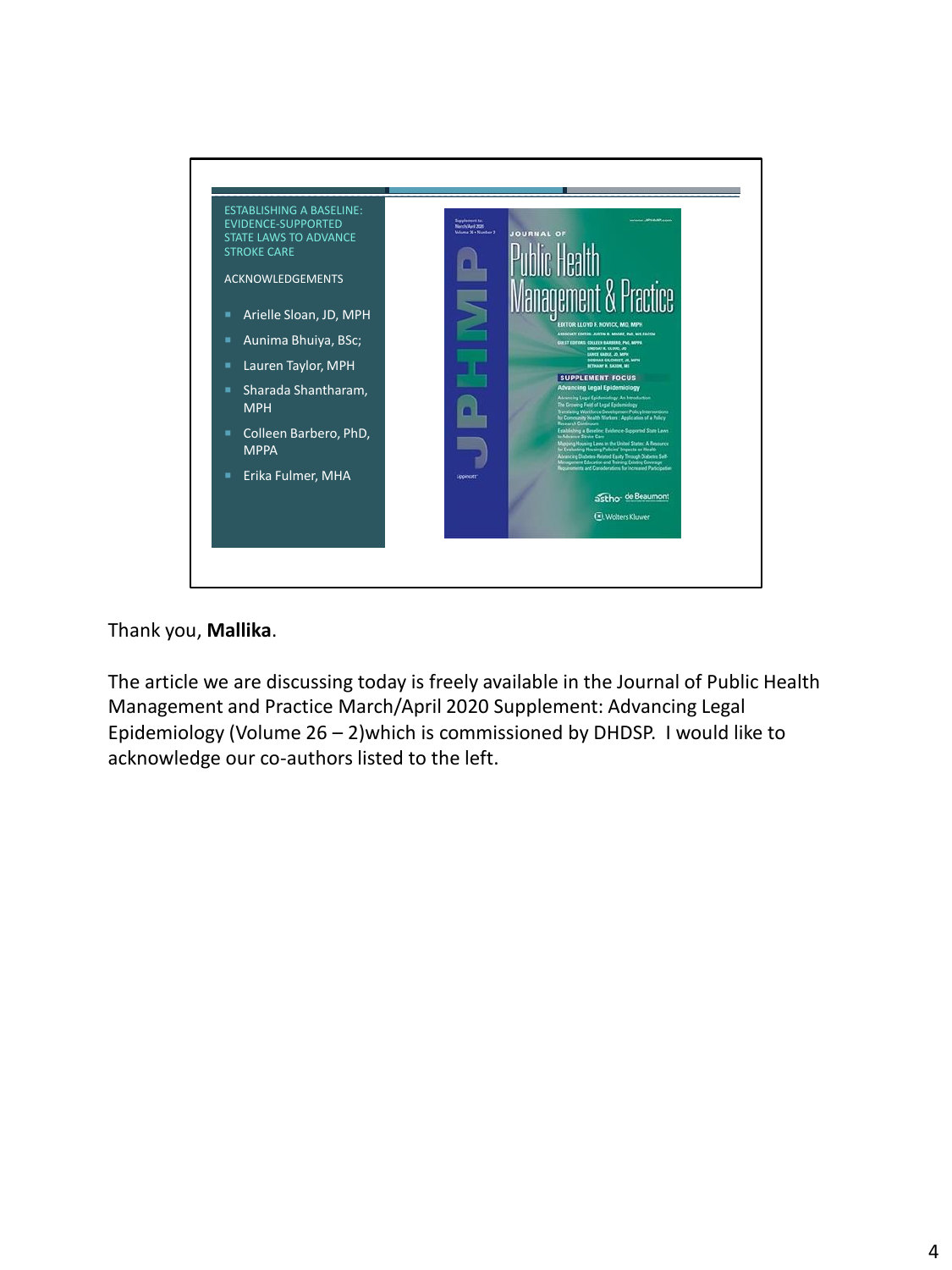## ESTABLISHING A BASELINE: EVIDENCE-SUPPORTED STATE LAWS TO ADVANCE STROKE CARE

### ACKNOWLEDGEMENTS

- Arielle Sloan, JD, MPH
- Aunima Bhuiya, BSc;
- Lauren Taylor, MPH
- Sharada Shantharam, MPH
- Colleen Barbero, PhD, MPPA
- Erika Fulmer, MHA

Thank you, **Mallika**.

The article we are discussing today is freely available in the Journal of Public Health Management and Practice March/April 2020 Supplement: Advancing Legal Epidemiology (Volume 26 – 2)which is commissioned by DHDSP. I would like to acknowledge our co-authors listed to the left.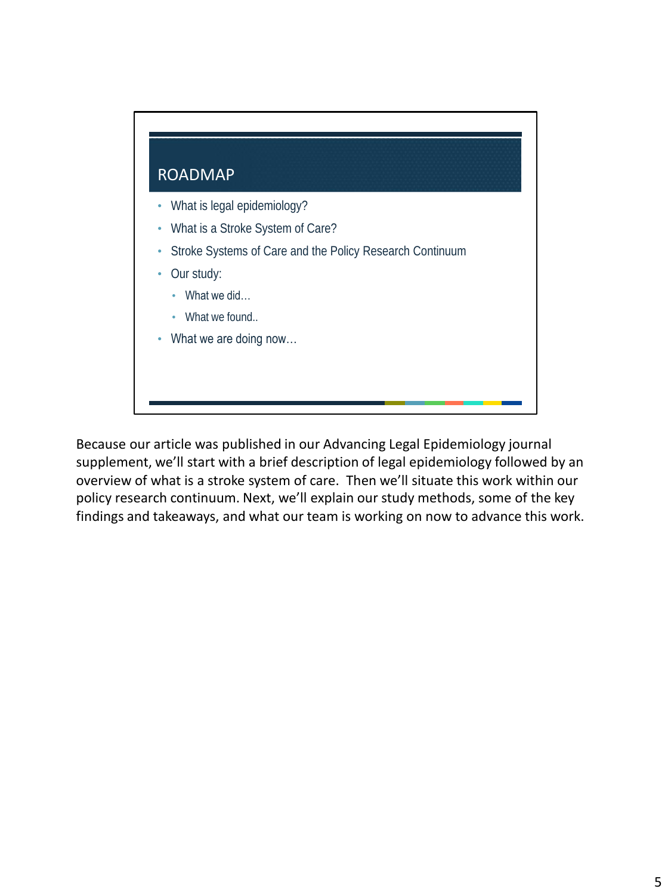## ROADMAP

- What is legal epidemiology?
- What is a Stroke System of Care?
- Stroke Systems of Care and the Policy Research Continuum
- Our study:
  - What we did…
  - What we found..
- What we are doing now…

Because our article was published in our Advancing Legal Epidemiology journal supplement, we'll start with a brief description of legal epidemiology followed by an overview of what is a stroke system of care. Then we'll situate this work within our policy research continuum. Next, we'll explain our study methods, some of the key findings and takeaways, and what our team is working on now to advance this work.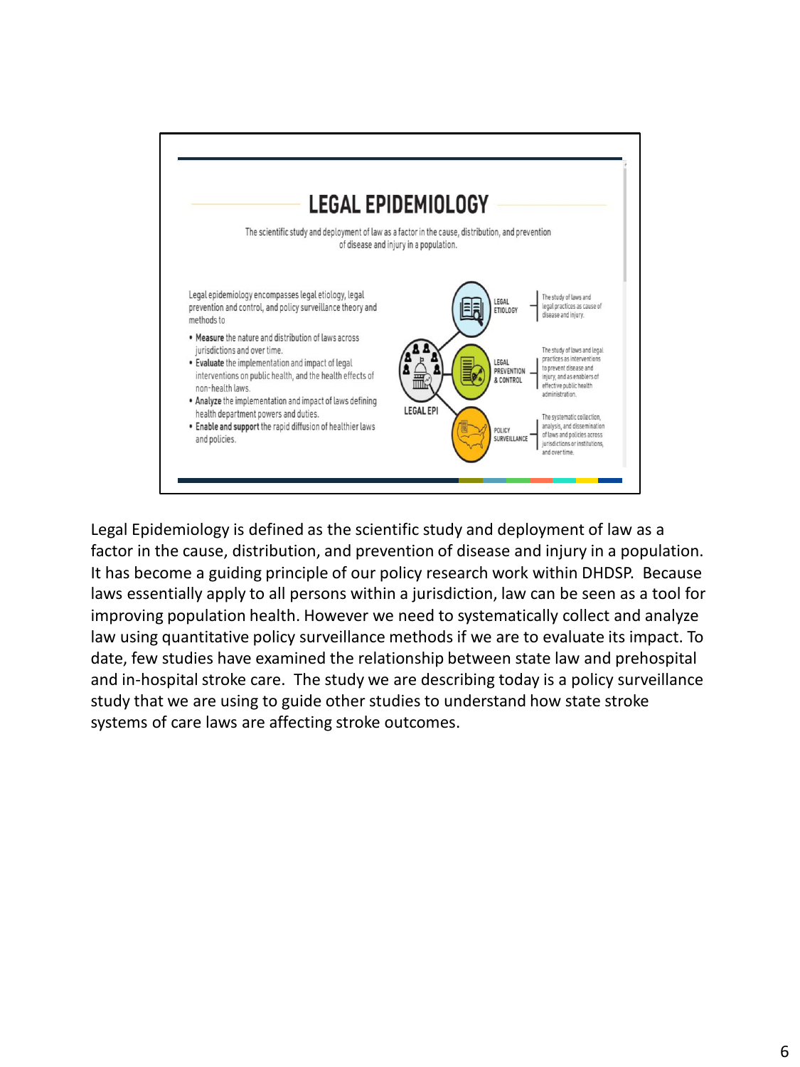# LEGAL EPIDEMIOLOGY

The scientific study and deployment of law as a factor in the cause, distribution, and prevention of disease and injury in a population.

Legal epidemiology encompasses legal etiology, legal prevention and control, and policy surveillance theory and methods to

- **Measure** the nature and distribution of laws across jurisdictions and over time.
- **Evaluate** the implementation and impact of legal interventions on public health, and the health effects of non-health laws.
- **Analyze** the implementation and impact of laws defining health department powers and duties.
- **Enable and support** the rapid diffusion of healthier laws and policies.

LEGAL EPI

- **LEGAL ETIOLOGY** — The study of laws and legal practices as cause of disease and injury.
- **LEGAL PREVENTION & CONTROL** — The study of laws and legal practices as interventions to prevent disease and injury, and as enablers of effective public health administration.
- **POLICY SURVEILLANCE** — The systematic collection, analysis, and dissemination of laws and policies across jurisdictions or institutions, and over time.

Legal Epidemiology is defined as the scientific study and deployment of law as a factor in the cause, distribution, and prevention of disease and injury in a population. It has become a guiding principle of our policy research work within DHDSP. Because laws essentially apply to all persons within a jurisdiction, law can be seen as a tool for improving population health. However we need to systematically collect and analyze law using quantitative policy surveillance methods if we are to evaluate its impact. To date, few studies have examined the relationship between state law and prehospital and in-hospital stroke care. The study we are describing today is a policy surveillance study that we are using to guide other studies to understand how state stroke systems of care laws are affecting stroke outcomes.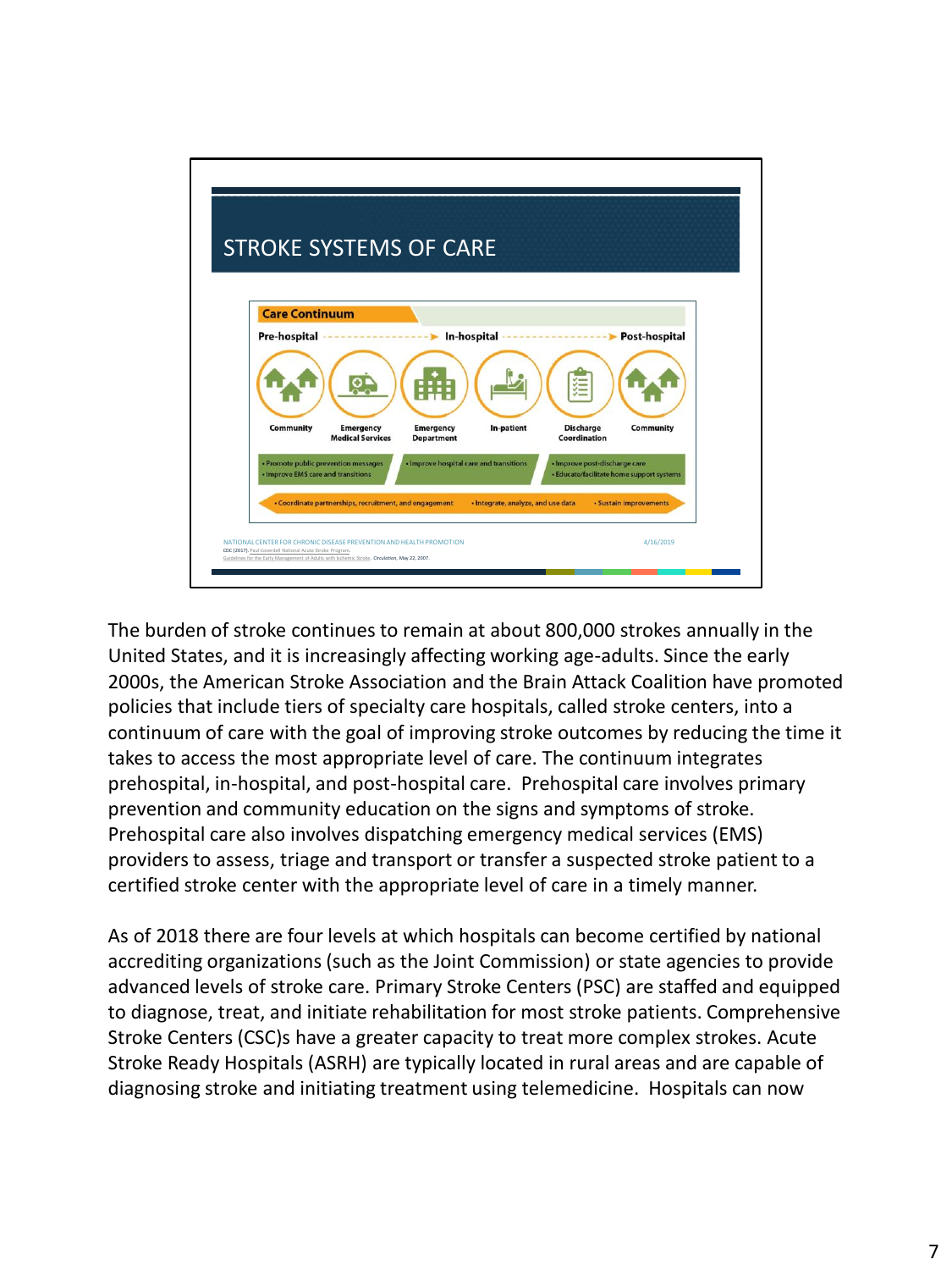## STROKE SYSTEMS OF CARE

**Care Continuum**

Pre-hospital → In-hospital → Post-hospital

Community | Emergency Medical Services | Emergency Department | In-patient | Discharge Coordination | Community

- Promote public prevention messages
- Improve EMS care and transitions
- Improve hospital care and transitions
- Improve post-discharge care
- Educate/facilitate home support systems

- Coordinate partnerships, recruitment, and engagement
- Integrate, analyze, and use data
- Sustain improvements

NATIONAL CENTER FOR CHRONIC DISEASE PREVENTION AND HEALTH PROMOTION 4/16/2019

CDC (2017). Paul Coverdell National Acute Stroke Program.
Guidelines for the Early Management of Adults with Ischemic Stroke. *Circulation*, May 22, 2007.

The burden of stroke continues to remain at about 800,000 strokes annually in the United States, and it is increasingly affecting working age-adults. Since the early 2000s, the American Stroke Association and the Brain Attack Coalition have promoted policies that include tiers of specialty care hospitals, called stroke centers, into a continuum of care with the goal of improving stroke outcomes by reducing the time it takes to access the most appropriate level of care. The continuum integrates prehospital, in-hospital, and post-hospital care. Prehospital care involves primary prevention and community education on the signs and symptoms of stroke. Prehospital care also involves dispatching emergency medical services (EMS) providers to assess, triage and transport or transfer a suspected stroke patient to a certified stroke center with the appropriate level of care in a timely manner.

As of 2018 there are four levels at which hospitals can become certified by national accrediting organizations (such as the Joint Commission) or state agencies to provide advanced levels of stroke care. Primary Stroke Centers (PSC) are staffed and equipped to diagnose, treat, and initiate rehabilitation for most stroke patients. Comprehensive Stroke Centers (CSC)s have a greater capacity to treat more complex strokes. Acute Stroke Ready Hospitals (ASRH) are typically located in rural areas and are capable of diagnosing stroke and initiating treatment using telemedicine. Hospitals can now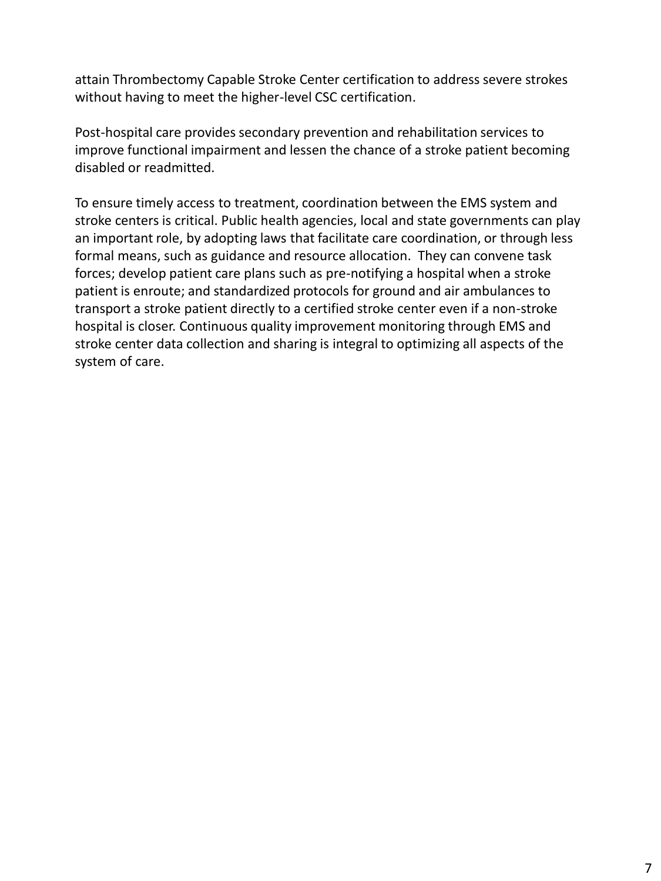attain Thrombectomy Capable Stroke Center certification to address severe strokes without having to meet the higher-level CSC certification.

Post-hospital care provides secondary prevention and rehabilitation services to improve functional impairment and lessen the chance of a stroke patient becoming disabled or readmitted.

To ensure timely access to treatment, coordination between the EMS system and stroke centers is critical. Public health agencies, local and state governments can play an important role, by adopting laws that facilitate care coordination, or through less formal means, such as guidance and resource allocation. They can convene task forces; develop patient care plans such as pre-notifying a hospital when a stroke patient is enroute; and standardized protocols for ground and air ambulances to transport a stroke patient directly to a certified stroke center even if a non-stroke hospital is closer. Continuous quality improvement monitoring through EMS and stroke center data collection and sharing is integral to optimizing all aspects of the system of care.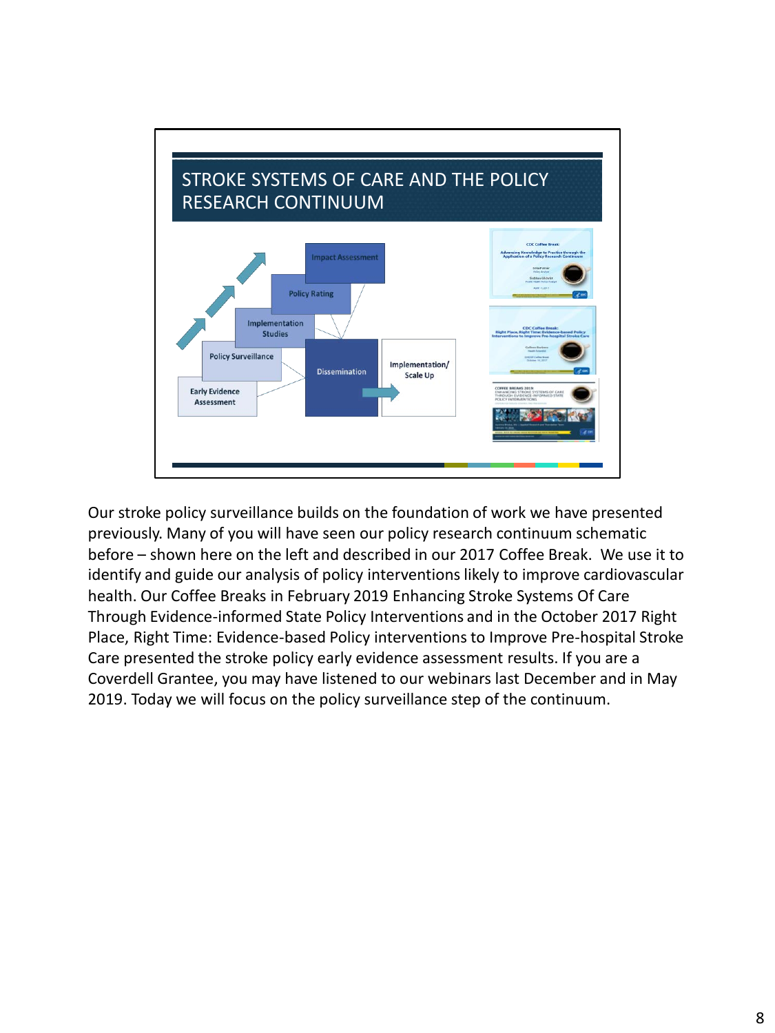## STROKE SYSTEMS OF CARE AND THE POLICY RESEARCH CONTINUUM

Impact Assessment

Policy Rating

Implementation Studies

Policy Surveillance

Early Evidence Assessment

Dissemination

Implementation/ Scale Up

Our stroke policy surveillance builds on the foundation of work we have presented previously. Many of you will have seen our policy research continuum schematic before – shown here on the left and described in our 2017 Coffee Break. We use it to identify and guide our analysis of policy interventions likely to improve cardiovascular health. Our Coffee Breaks in February 2019 Enhancing Stroke Systems Of Care Through Evidence-informed State Policy Interventions and in the October 2017 Right Place, Right Time: Evidence-based Policy interventions to Improve Pre-hospital Stroke Care presented the stroke policy early evidence assessment results. If you are a Coverdell Grantee, you may have listened to our webinars last December and in May 2019. Today we will focus on the policy surveillance step of the continuum.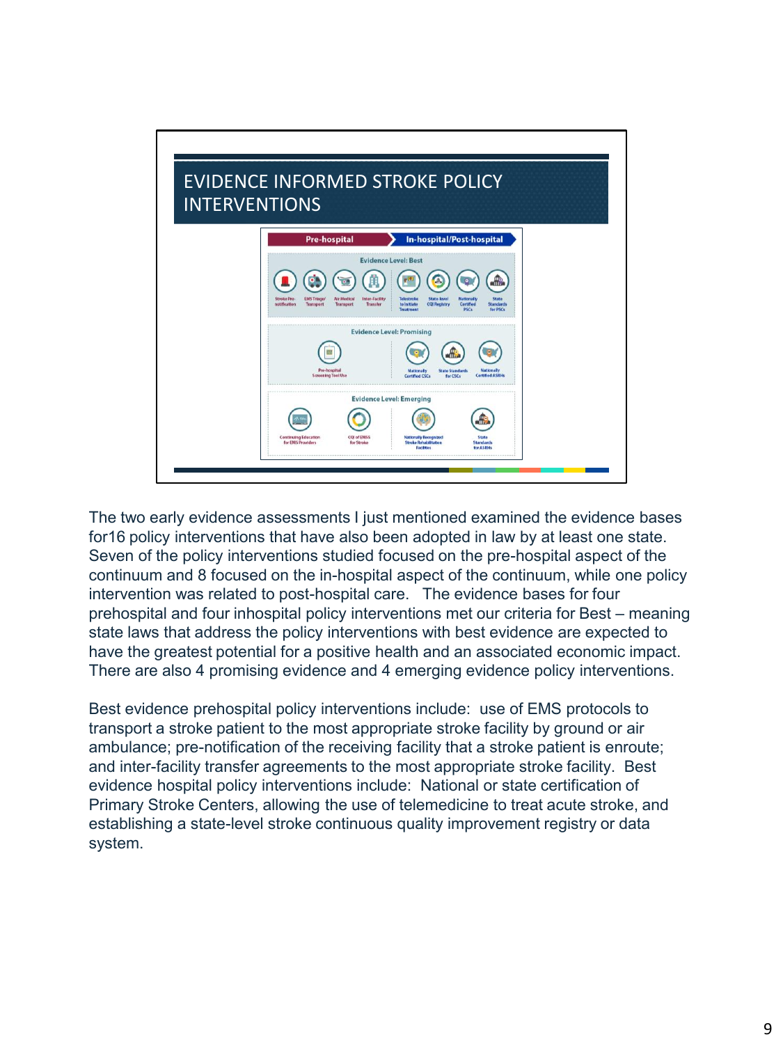# EVIDENCE INFORMED STROKE POLICY INTERVENTIONS

**Pre-hospital** | **In-hospital/Post-hospital**

**Evidence Level: Best**

Stroke Pre-notification; EMS Triage/Transport; Air Medical Transport; Inter-Facility Transfer; Telestroke to Initiate Treatment; State-level CQI Registry; Nationally Certified PSCs; State Standards for PSCs

**Evidence Level: Promising**

Pre-hospital Screening Tool Use; Nationally Certified CSCs; State Standards for CSCs; Nationally Certified ASRHs

**Evidence Level: Emerging**

Continuing Education for EMS Providers; CQI of EMSS for Stroke; Nationally Recognized Stroke Rehabilitation Facilities; State Standards for ASRHs

The two early evidence assessments I just mentioned examined the evidence bases for16 policy interventions that have also been adopted in law by at least one state. Seven of the policy interventions studied focused on the pre-hospital aspect of the continuum and 8 focused on the in-hospital aspect of the continuum, while one policy intervention was related to post-hospital care. The evidence bases for four prehospital and four inhospital policy interventions met our criteria for Best – meaning state laws that address the policy interventions with best evidence are expected to have the greatest potential for a positive health and an associated economic impact. There are also 4 promising evidence and 4 emerging evidence policy interventions.

Best evidence prehospital policy interventions include: use of EMS protocols to transport a stroke patient to the most appropriate stroke facility by ground or air ambulance; pre-notification of the receiving facility that a stroke patient is enroute; and inter-facility transfer agreements to the most appropriate stroke facility. Best evidence hospital policy interventions include: National or state certification of Primary Stroke Centers, allowing the use of telemedicine to treat acute stroke, and establishing a state-level stroke continuous quality improvement registry or data system.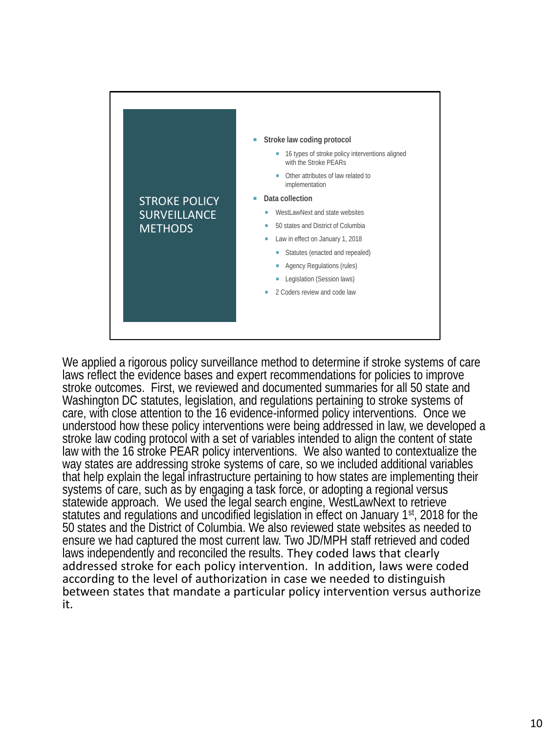## STROKE POLICY SURVEILLANCE METHODS

- **Stroke law coding protocol**
  - 16 types of stroke policy interventions aligned with the Stroke PEARs
  - Other attributes of law related to implementation
- **Data collection**
  - WestLawNext and state websites
  - 50 states and District of Columbia
  - Law in effect on January 1, 2018
    - Statutes (enacted and repealed)
    - Agency Regulations (rules)
    - Legislation (Session laws)
  - 2 Coders review and code law

We applied a rigorous policy surveillance method to determine if stroke systems of care laws reflect the evidence bases and expert recommendations for policies to improve stroke outcomes. First, we reviewed and documented summaries for all 50 state and Washington DC statutes, legislation, and regulations pertaining to stroke systems of care, with close attention to the 16 evidence-informed policy interventions. Once we understood how these policy interventions were being addressed in law, we developed a stroke law coding protocol with a set of variables intended to align the content of state law with the 16 stroke PEAR policy interventions. We also wanted to contextualize the way states are addressing stroke systems of care, so we included additional variables that help explain the legal infrastructure pertaining to how states are implementing their systems of care, such as by engaging a task force, or adopting a regional versus statewide approach. We used the legal search engine, WestLawNext to retrieve statutes and regulations and uncodified legislation in effect on January 1st, 2018 for the 50 states and the District of Columbia. We also reviewed state websites as needed to ensure we had captured the most current law. Two JD/MPH staff retrieved and coded laws independently and reconciled the results. They coded laws that clearly addressed stroke for each policy intervention. In addition, laws were coded according to the level of authorization in case we needed to distinguish between states that mandate a particular policy intervention versus authorize it.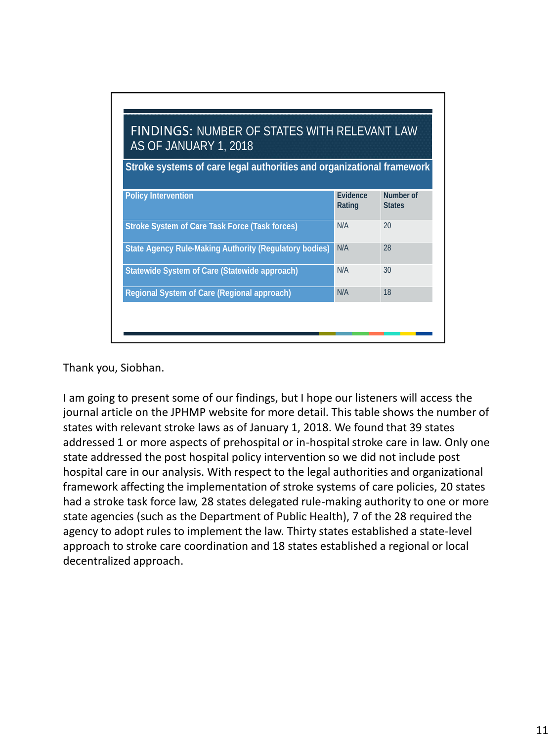## FINDINGS: NUMBER OF STATES WITH RELEVANT LAW AS OF JANUARY 1, 2018

**Stroke systems of care legal authorities and organizational framework**

| Policy Intervention | Evidence Rating | Number of States |
| --- | --- | --- |
| Stroke System of Care Task Force (Task forces) | N/A | 20 |
| State Agency Rule-Making Authority (Regulatory bodies) | N/A | 28 |
| Statewide System of Care (Statewide approach) | N/A | 30 |
| Regional System of Care (Regional approach) | N/A | 18 |

Thank you, Siobhan.

I am going to present some of our findings, but I hope our listeners will access the journal article on the JPHMP website for more detail. This table shows the number of states with relevant stroke laws as of January 1, 2018. We found that 39 states addressed 1 or more aspects of prehospital or in-hospital stroke care in law. Only one state addressed the post hospital policy intervention so we did not include post hospital care in our analysis. With respect to the legal authorities and organizational framework affecting the implementation of stroke systems of care policies, 20 states had a stroke task force law, 28 states delegated rule-making authority to one or more state agencies (such as the Department of Public Health), 7 of the 28 required the agency to adopt rules to implement the law. Thirty states established a state-level approach to stroke care coordination and 18 states established a regional or local decentralized approach.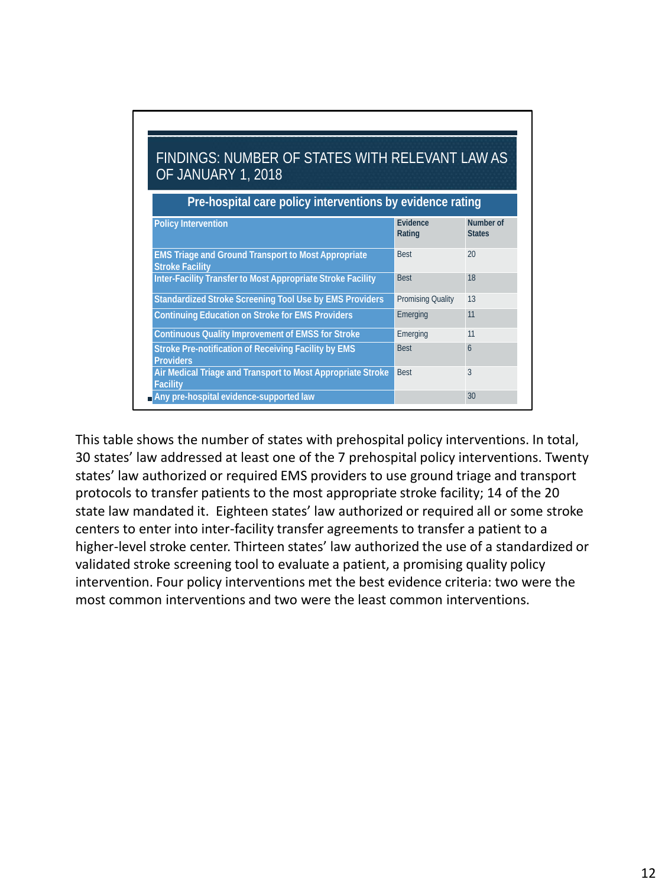## FINDINGS: NUMBER OF STATES WITH RELEVANT LAW AS OF JANUARY 1, 2018

**Pre-hospital care policy interventions by evidence rating**

| Policy Intervention | Evidence Rating | Number of States |
|---|---|---|
| EMS Triage and Ground Transport to Most Appropriate Stroke Facility | Best | 20 |
| Inter-Facility Transfer to Most Appropriate Stroke Facility | Best | 18 |
| Standardized Stroke Screening Tool Use by EMS Providers | Promising Quality | 13 |
| Continuing Education on Stroke for EMS Providers | Emerging | 11 |
| Continuous Quality Improvement of EMSS for Stroke | Emerging | 11 |
| Stroke Pre-notification of Receiving Facility by EMS Providers | Best | 6 |
| Air Medical Triage and Transport to Most Appropriate Stroke Facility | Best | 3 |
| Any pre-hospital evidence-supported law | | 30 |

This table shows the number of states with prehospital policy interventions. In total, 30 states' law addressed at least one of the 7 prehospital policy interventions. Twenty states' law authorized or required EMS providers to use ground triage and transport protocols to transfer patients to the most appropriate stroke facility; 14 of the 20 state law mandated it. Eighteen states' law authorized or required all or some stroke centers to enter into inter-facility transfer agreements to transfer a patient to a higher-level stroke center. Thirteen states' law authorized the use of a standardized or validated stroke screening tool to evaluate a patient, a promising quality policy intervention. Four policy interventions met the best evidence criteria: two were the most common interventions and two were the least common interventions.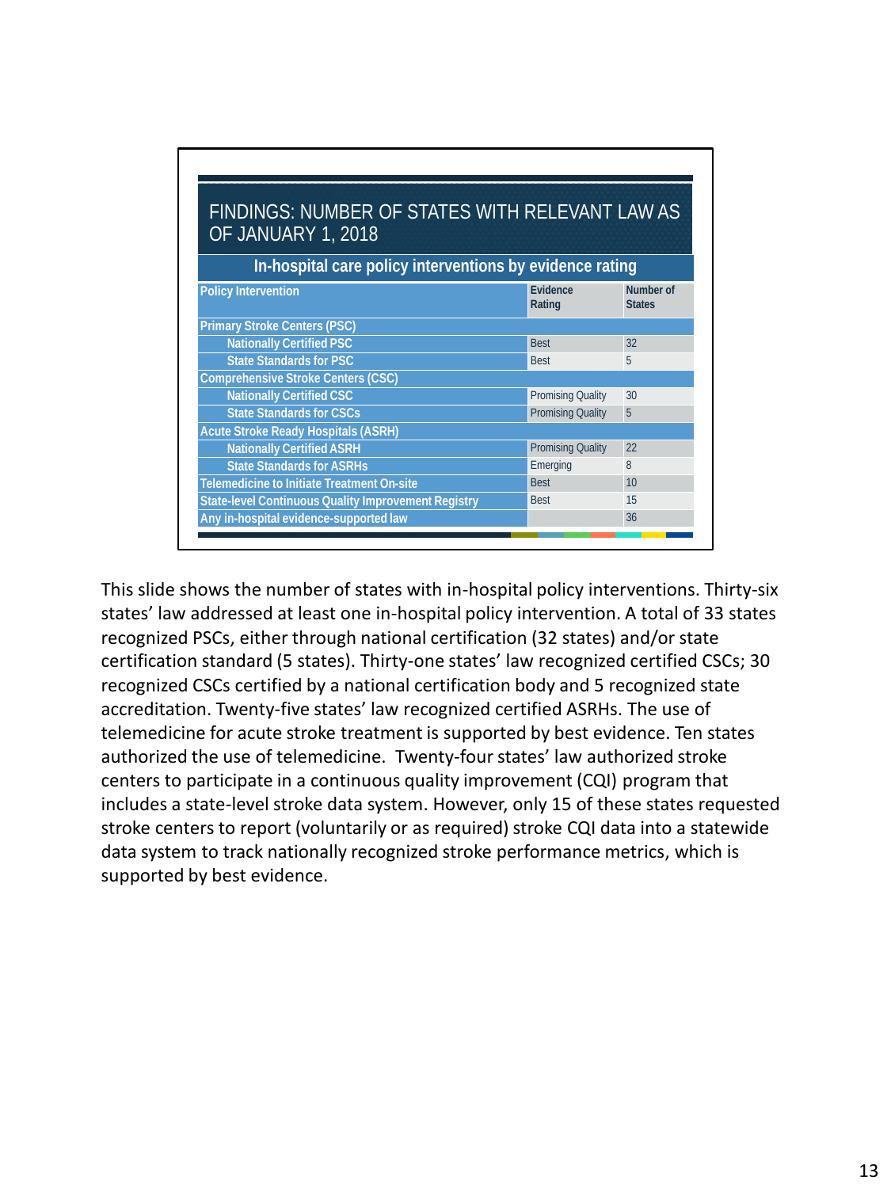## FINDINGS: NUMBER OF STATES WITH RELEVANT LAW AS OF JANUARY 1, 2018

### In-hospital care policy interventions by evidence rating

| Policy Intervention | Evidence Rating | Number of States |
|---|---|---|
| **Primary Stroke Centers (PSC)** | | |
| Nationally Certified PSC | Best | 32 |
| State Standards for PSC | Best | 5 |
| **Comprehensive Stroke Centers (CSC)** | | |
| Nationally Certified CSC | Promising Quality | 30 |
| State Standards for CSCs | Promising Quality | 5 |
| **Acute Stroke Ready Hospitals (ASRH)** | | |
| Nationally Certified ASRH | Promising Quality | 22 |
| State Standards for ASRHs | Emerging | 8 |
| Telemedicine to Initiate Treatment On-site | Best | 10 |
| State-level Continuous Quality Improvement Registry | Best | 15 |
| Any in-hospital evidence-supported law | | 36 |

This slide shows the number of states with in-hospital policy interventions. Thirty-six states' law addressed at least one in-hospital policy intervention. A total of 33 states recognized PSCs, either through national certification (32 states) and/or state certification standard (5 states). Thirty-one states' law recognized certified CSCs; 30 recognized CSCs certified by a national certification body and 5 recognized state accreditation. Twenty-five states' law recognized certified ASRHs. The use of telemedicine for acute stroke treatment is supported by best evidence. Ten states authorized the use of telemedicine. Twenty-four states' law authorized stroke centers to participate in a continuous quality improvement (CQI) program that includes a state-level stroke data system. However, only 15 of these states requested stroke centers to report (voluntarily or as required) stroke CQI data into a statewide data system to track nationally recognized stroke performance metrics, which is supported by best evidence.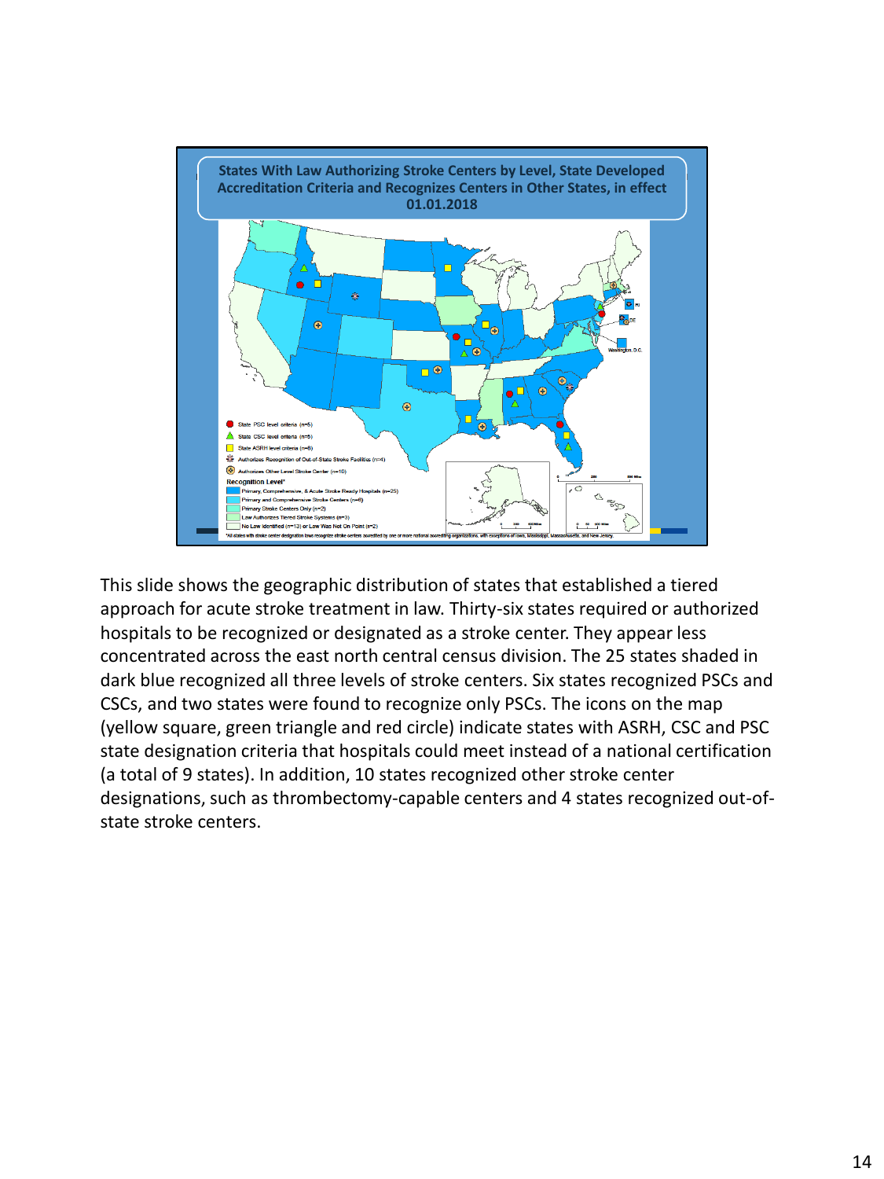States With Law Authorizing Stroke Centers by Level, State Developed Accreditation Criteria and Recognizes Centers in Other States, in effect 01.01.2018

- State PSC level criteria (n=5)
- State CSC level criteria (n=5)
- State ASRH level criteria (n=6)
- Authorizes Recognition of Out-of-State Stroke Facilities (n=4)
- Authorizes Other Level Stroke Center (n=10)

Recognition Level*

- Primary, Comprehensive, & Acute Stroke Ready Hospitals (n=25)
- Primary and Comprehensive Stroke Centers (n=6)
- Primary Stroke Centers Only (n=2)
- Law Authorizes Tiered Stroke Systems (n=3)
- No Law Identified (n=13) or Law Was Not On Point (n=2)

*All states with stroke center designation laws recognize stroke centers accredited by one or more national accrediting organizations, with exceptions of Iowa, Mississippi, Massachusetts, and New Jersey.

This slide shows the geographic distribution of states that established a tiered approach for acute stroke treatment in law. Thirty-six states required or authorized hospitals to be recognized or designated as a stroke center. They appear less concentrated across the east north central census division. The 25 states shaded in dark blue recognized all three levels of stroke centers. Six states recognized PSCs and CSCs, and two states were found to recognize only PSCs. The icons on the map (yellow square, green triangle and red circle) indicate states with ASRH, CSC and PSC state designation criteria that hospitals could meet instead of a national certification (a total of 9 states). In addition, 10 states recognized other stroke center designations, such as thrombectomy-capable centers and 4 states recognized out-of-state stroke centers.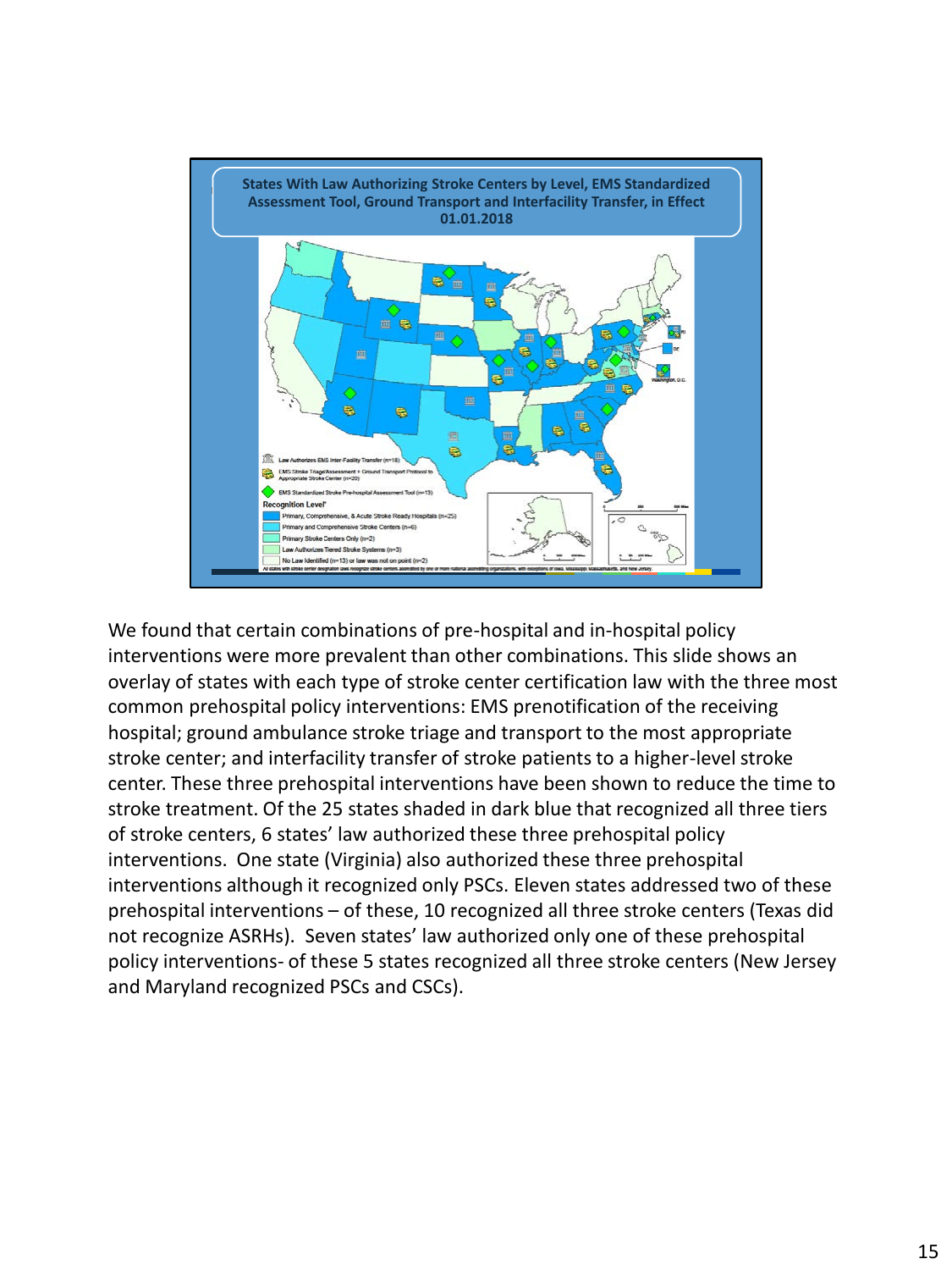States With Law Authorizing Stroke Centers by Level, EMS Standardized Assessment Tool, Ground Transport and Interfacility Transfer, in Effect 01.01.2018

Law Authorizes EMS Inter-Facility Transfer (n=18)

EMS Stroke Triage/Assessment + Ground Transport Protocol to Appropriate Stroke Center (n=20)

EMS Standardized Stroke Pre-hospital Assessment Tool (n=13)

Recognition Level*

- Primary, Comprehensive, & Acute Stroke Ready Hospitals (n=25)
- Primary and Comprehensive Stroke Centers (n=6)
- Primary Stroke Centers Only (n=2)
- Law Authorizes Tiered Stroke Systems (n=3)
- No Law Identified (n=13) or law was not on point (n=2)

We found that certain combinations of pre-hospital and in-hospital policy interventions were more prevalent than other combinations. This slide shows an overlay of states with each type of stroke center certification law with the three most common prehospital policy interventions: EMS prenotification of the receiving hospital; ground ambulance stroke triage and transport to the most appropriate stroke center; and interfacility transfer of stroke patients to a higher-level stroke center. These three prehospital interventions have been shown to reduce the time to stroke treatment. Of the 25 states shaded in dark blue that recognized all three tiers of stroke centers, 6 states' law authorized these three prehospital policy interventions. One state (Virginia) also authorized these three prehospital interventions although it recognized only PSCs. Eleven states addressed two of these prehospital interventions – of these, 10 recognized all three stroke centers (Texas did not recognize ASRHs). Seven states' law authorized only one of these prehospital policy interventions- of these 5 states recognized all three stroke centers (New Jersey and Maryland recognized PSCs and CSCs).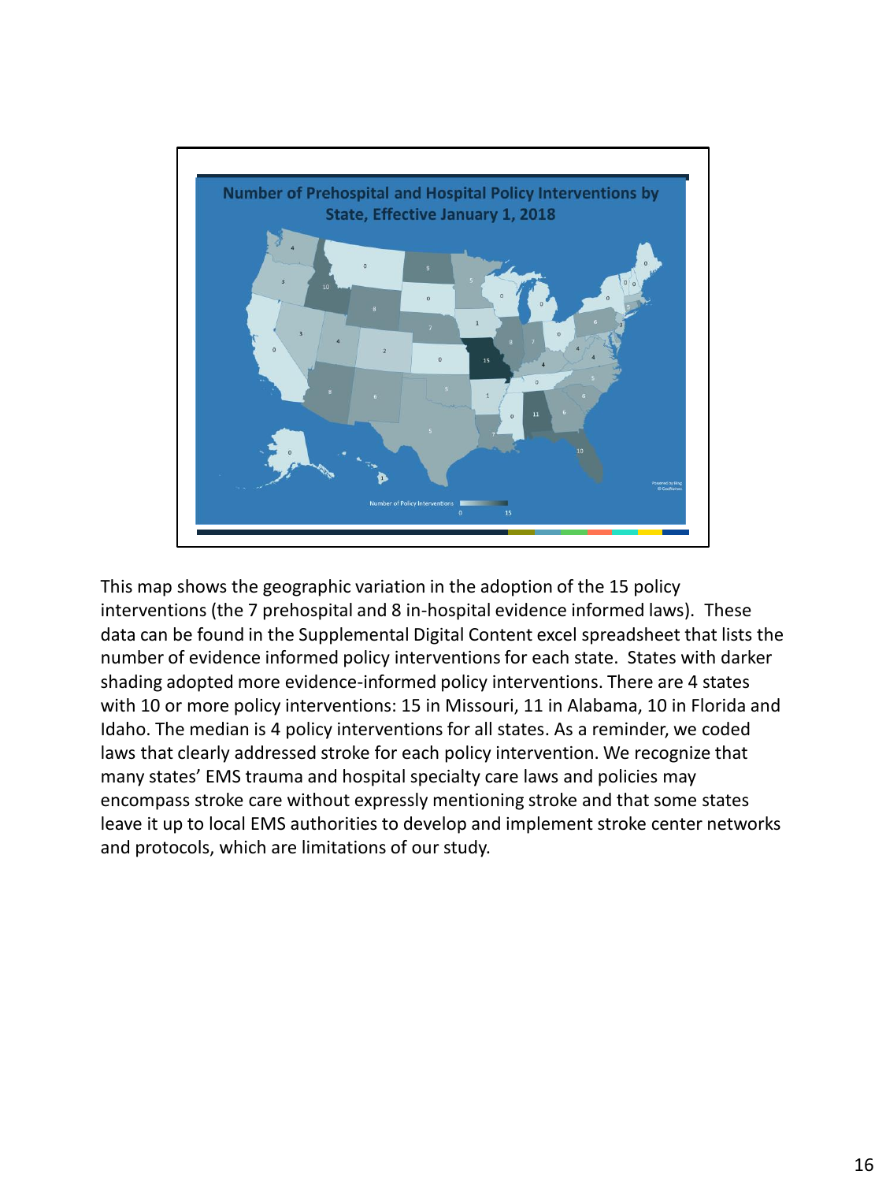## Number of Prehospital and Hospital Policy Interventions by State, Effective January 1, 2018

This map shows the geographic variation in the adoption of the 15 policy interventions (the 7 prehospital and 8 in-hospital evidence informed laws). These data can be found in the Supplemental Digital Content excel spreadsheet that lists the number of evidence informed policy interventions for each state. States with darker shading adopted more evidence-informed policy interventions. There are 4 states with 10 or more policy interventions: 15 in Missouri, 11 in Alabama, 10 in Florida and Idaho. The median is 4 policy interventions for all states. As a reminder, we coded laws that clearly addressed stroke for each policy intervention. We recognize that many states' EMS trauma and hospital specialty care laws and policies may encompass stroke care without expressly mentioning stroke and that some states leave it up to local EMS authorities to develop and implement stroke center networks and protocols, which are limitations of our study.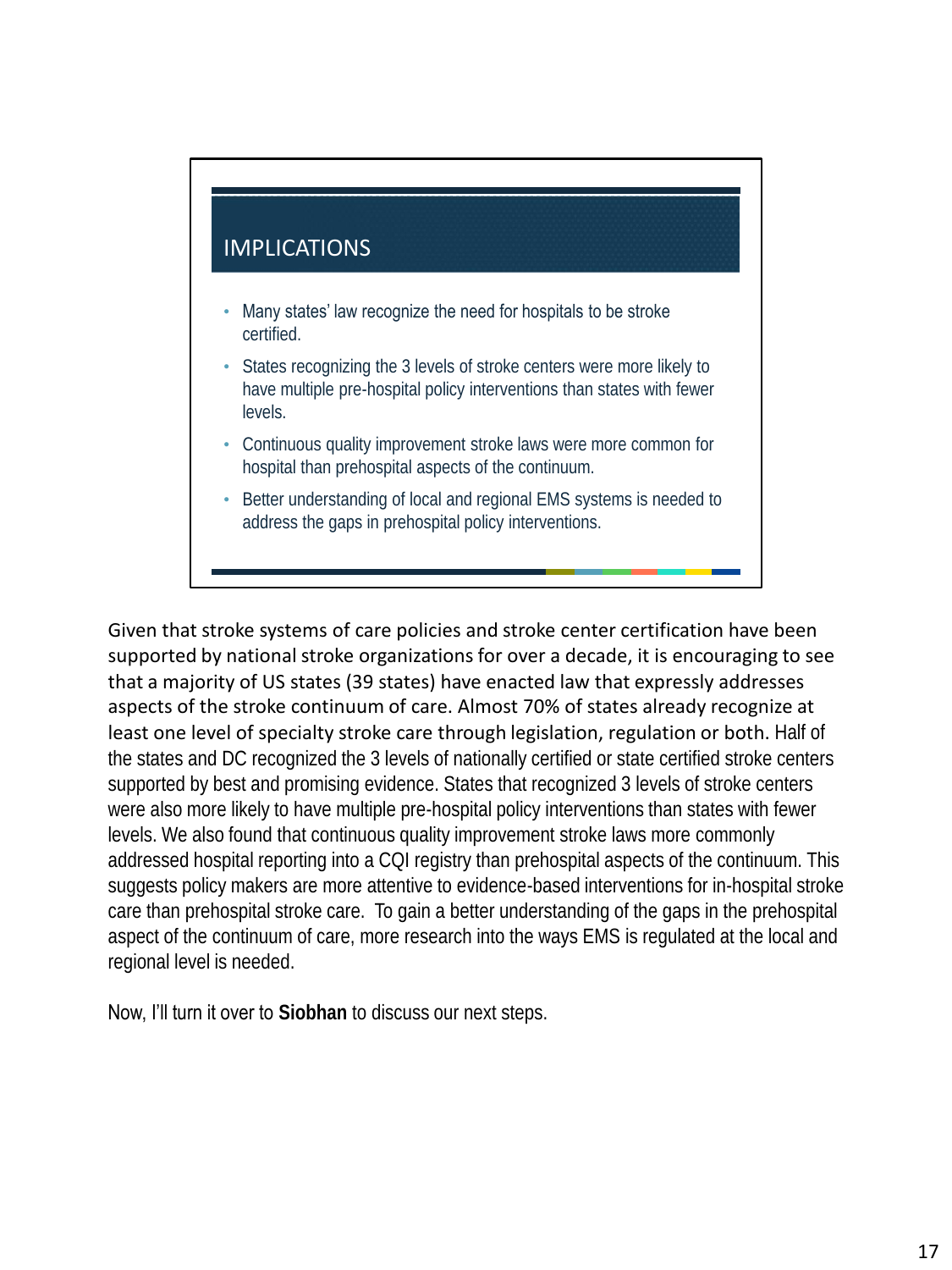## IMPLICATIONS

- Many states' law recognize the need for hospitals to be stroke certified.
- States recognizing the 3 levels of stroke centers were more likely to have multiple pre-hospital policy interventions than states with fewer levels.
- Continuous quality improvement stroke laws were more common for hospital than prehospital aspects of the continuum.
- Better understanding of local and regional EMS systems is needed to address the gaps in prehospital policy interventions.

Given that stroke systems of care policies and stroke center certification have been supported by national stroke organizations for over a decade, it is encouraging to see that a majority of US states (39 states) have enacted law that expressly addresses aspects of the stroke continuum of care. Almost 70% of states already recognize at least one level of specialty stroke care through legislation, regulation or both. Half of the states and DC recognized the 3 levels of nationally certified or state certified stroke centers supported by best and promising evidence. States that recognized 3 levels of stroke centers were also more likely to have multiple pre-hospital policy interventions than states with fewer levels. We also found that continuous quality improvement stroke laws more commonly addressed hospital reporting into a CQI registry than prehospital aspects of the continuum. This suggests policy makers are more attentive to evidence-based interventions for in-hospital stroke care than prehospital stroke care. To gain a better understanding of the gaps in the prehospital aspect of the continuum of care, more research into the ways EMS is regulated at the local and regional level is needed.

Now, I'll turn it over to **Siobhan** to discuss our next steps.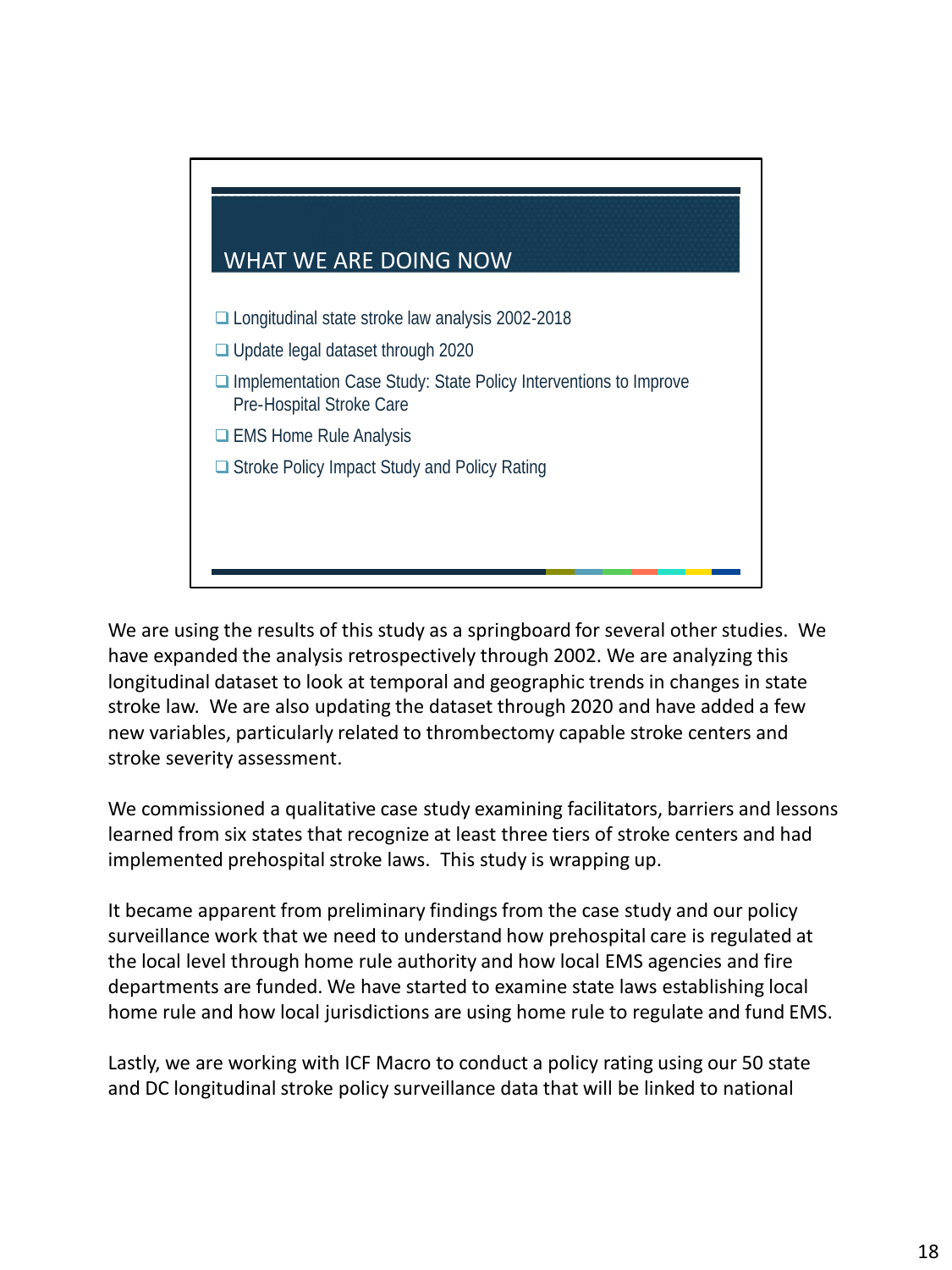## WHAT WE ARE DOING NOW

- ❑ Longitudinal state stroke law analysis 2002-2018
- ❑ Update legal dataset through 2020
- ❑ Implementation Case Study: State Policy Interventions to Improve Pre-Hospital Stroke Care
- ❑ EMS Home Rule Analysis
- ❑ Stroke Policy Impact Study and Policy Rating

We are using the results of this study as a springboard for several other studies. We have expanded the analysis retrospectively through 2002. We are analyzing this longitudinal dataset to look at temporal and geographic trends in changes in state stroke law. We are also updating the dataset through 2020 and have added a few new variables, particularly related to thrombectomy capable stroke centers and stroke severity assessment.

We commissioned a qualitative case study examining facilitators, barriers and lessons learned from six states that recognize at least three tiers of stroke centers and had implemented prehospital stroke laws. This study is wrapping up.

It became apparent from preliminary findings from the case study and our policy surveillance work that we need to understand how prehospital care is regulated at the local level through home rule authority and how local EMS agencies and fire departments are funded. We have started to examine state laws establishing local home rule and how local jurisdictions are using home rule to regulate and fund EMS.

Lastly, we are working with ICF Macro to conduct a policy rating using our 50 state and DC longitudinal stroke policy surveillance data that will be linked to national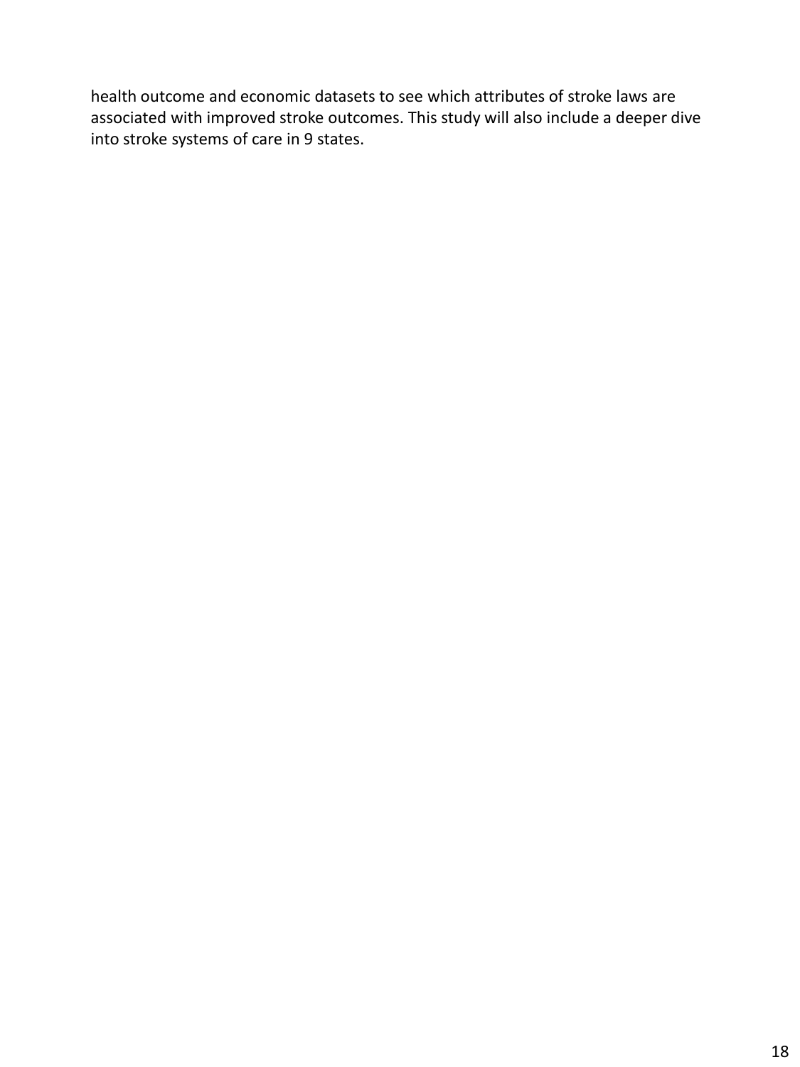health outcome and economic datasets to see which attributes of stroke laws are associated with improved stroke outcomes. This study will also include a deeper dive into stroke systems of care in 9 states.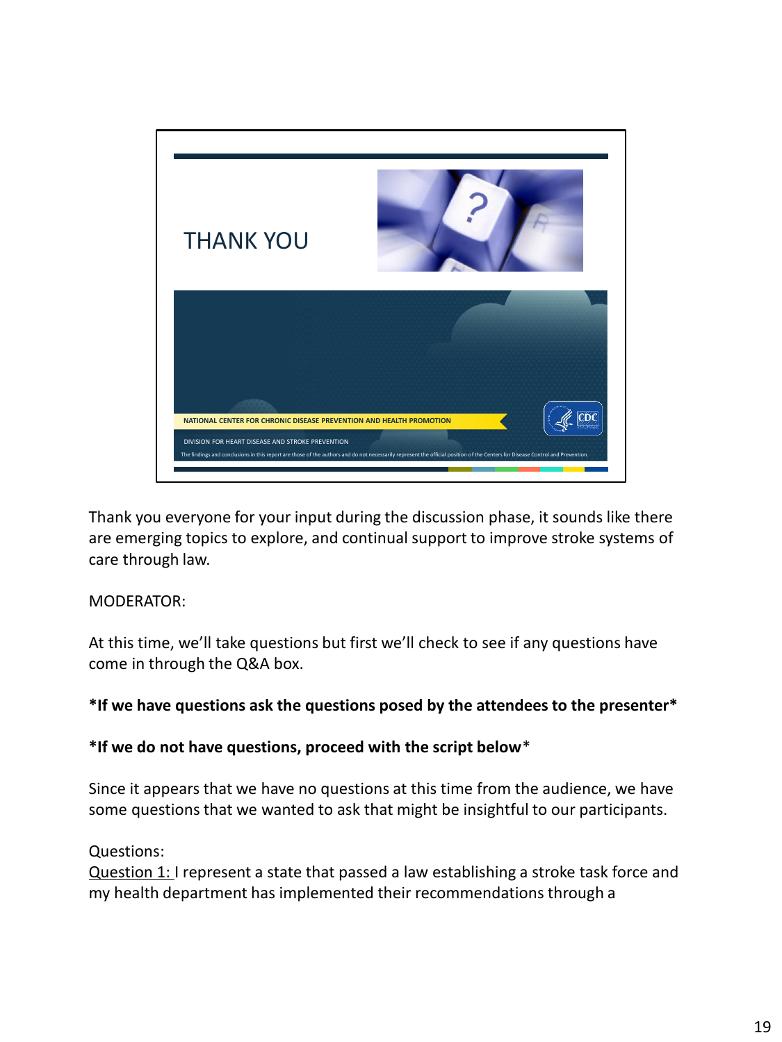THANK YOU

NATIONAL CENTER FOR CHRONIC DISEASE PREVENTION AND HEALTH PROMOTION

DIVISION FOR HEART DISEASE AND STROKE PREVENTION

The findings and conclusions in this report are those of the authors and do not necessarily represent the official position of the Centers for Disease Control and Prevention.

Thank you everyone for your input during the discussion phase, it sounds like there are emerging topics to explore, and continual support to improve stroke systems of care through law.

MODERATOR:

At this time, we'll take questions but first we'll check to see if any questions have come in through the Q&A box.

**\*If we have questions ask the questions posed by the attendees to the presenter\***

**\*If we do not have questions, proceed with the script below**\*

Since it appears that we have no questions at this time from the audience, we have some questions that we wanted to ask that might be insightful to our participants.

Questions:
<u>Question 1:</u> I represent a state that passed a law establishing a stroke task force and my health department has implemented their recommendations through a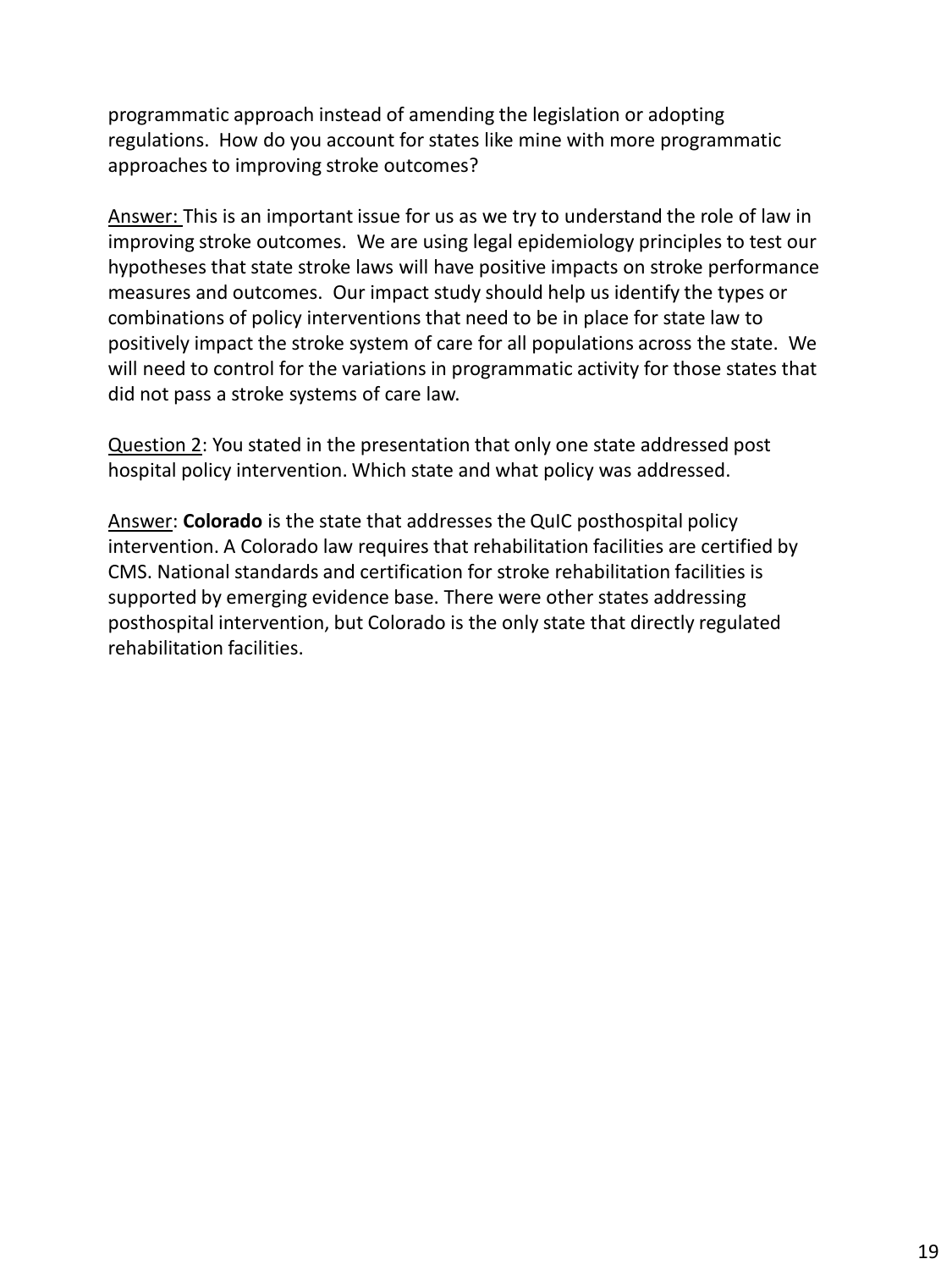programmatic approach instead of amending the legislation or adopting regulations. How do you account for states like mine with more programmatic approaches to improving stroke outcomes?

Answer: This is an important issue for us as we try to understand the role of law in improving stroke outcomes. We are using legal epidemiology principles to test our hypotheses that state stroke laws will have positive impacts on stroke performance measures and outcomes. Our impact study should help us identify the types or combinations of policy interventions that need to be in place for state law to positively impact the stroke system of care for all populations across the state. We will need to control for the variations in programmatic activity for those states that did not pass a stroke systems of care law.

Question 2: You stated in the presentation that only one state addressed post hospital policy intervention. Which state and what policy was addressed.

Answer: **Colorado** is the state that addresses the QuIC posthospital policy intervention. A Colorado law requires that rehabilitation facilities are certified by CMS. National standards and certification for stroke rehabilitation facilities is supported by emerging evidence base. There were other states addressing posthospital intervention, but Colorado is the only state that directly regulated rehabilitation facilities.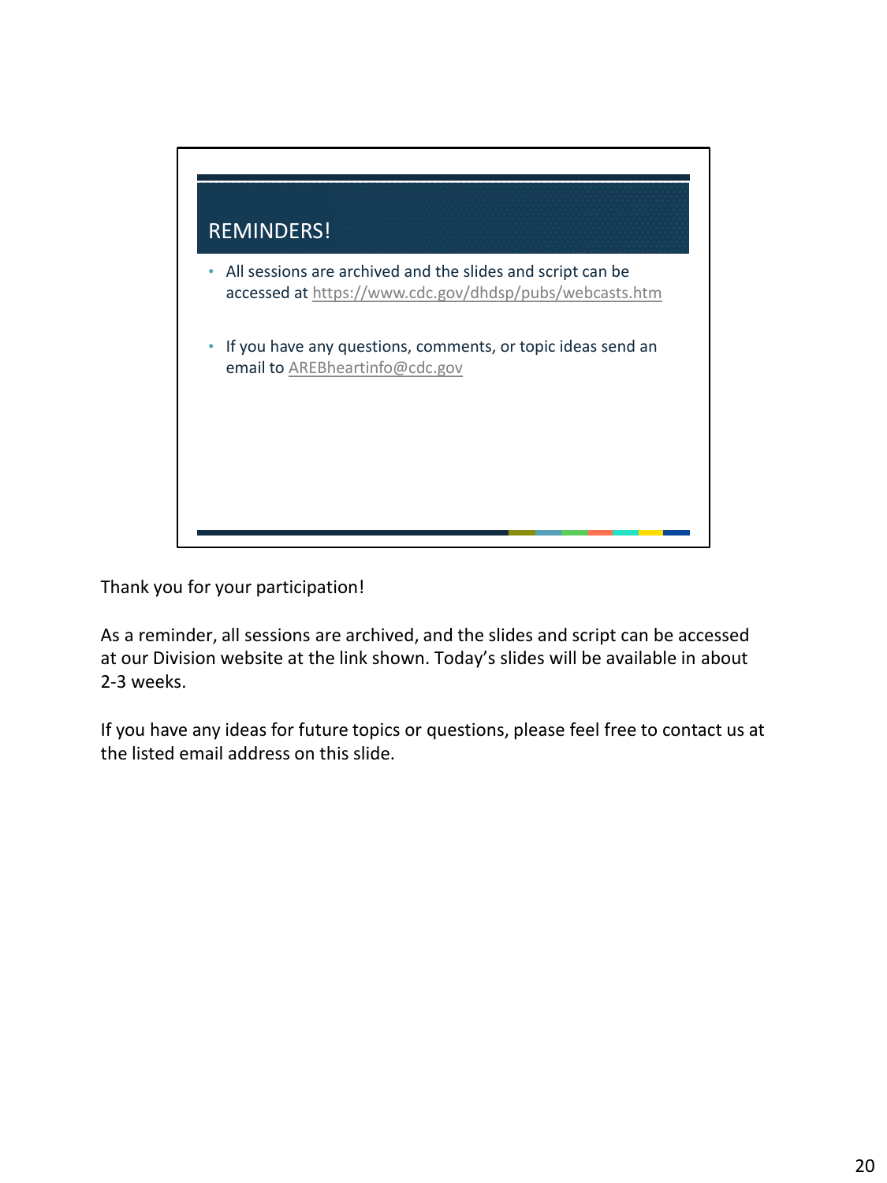## REMINDERS!

- All sessions are archived and the slides and script can be accessed at https://www.cdc.gov/dhdsp/pubs/webcasts.htm
- If you have any questions, comments, or topic ideas send an email to AREBheartinfo@cdc.gov

Thank you for your participation!

As a reminder, all sessions are archived, and the slides and script can be accessed at our Division website at the link shown. Today's slides will be available in about 2-3 weeks.

If you have any ideas for future topics or questions, please feel free to contact us at the listed email address on this slide.